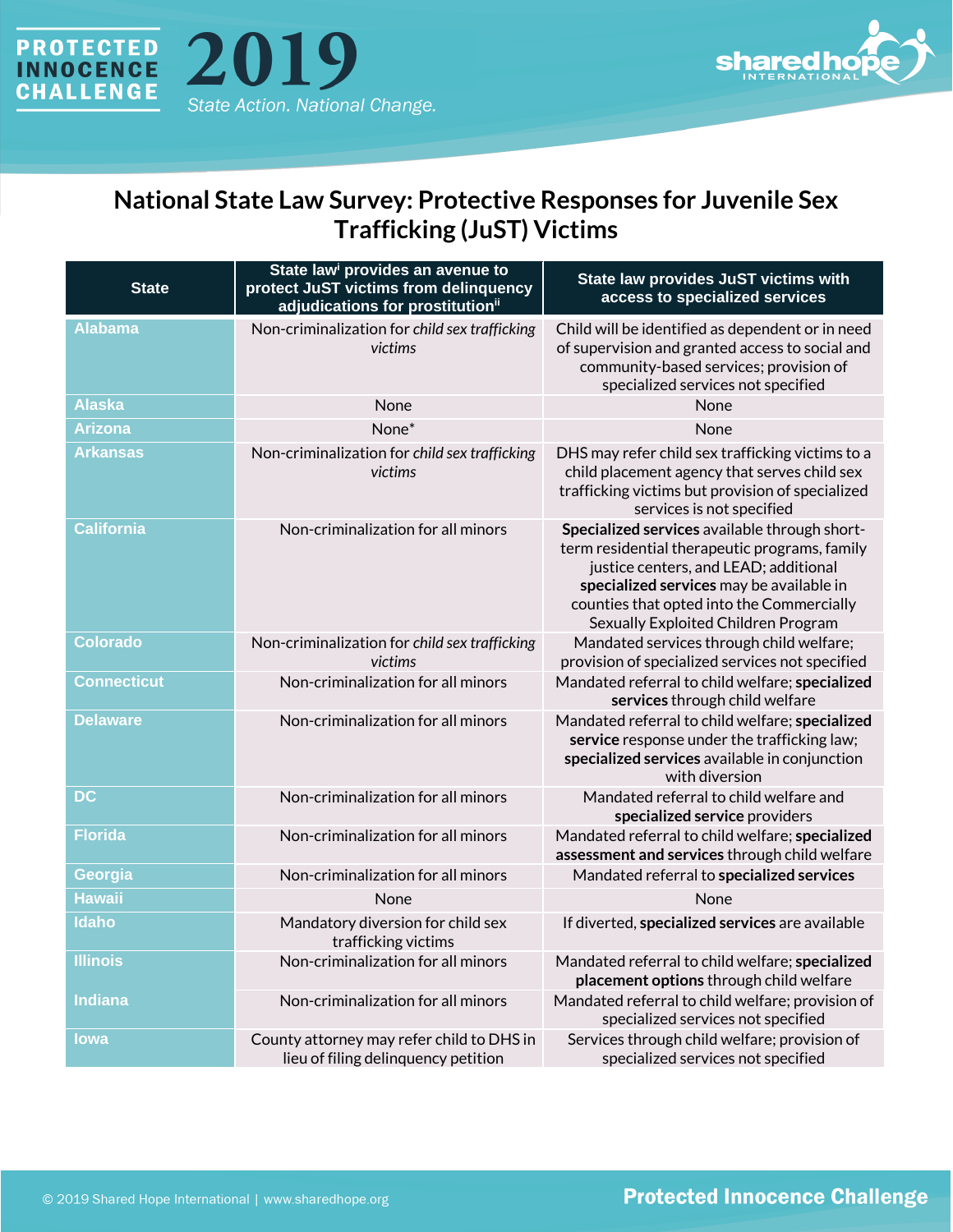# National State Law Survey: Protective Responses for Juvenile Sex Trafficking (JuST) Victims

| State | State law[i] provides an avenue to protect JuST victims from delinquency adjudications for prostitution[ii] | State law provides JuST victims with access to specialized services |
|---|---|---|
| Alabama | Non-criminalization for *child sex trafficking victims* | Child will be identified as dependent or in need of supervision and granted access to social and community-based services; provision of specialized services not specified |
| Alaska | None | None |
| Arizona | None* | None |
| Arkansas | Non-criminalization for *child sex trafficking victims* | DHS may refer child sex trafficking victims to a child placement agency that serves child sex trafficking victims but provision of specialized services is not specified |
| California | Non-criminalization for all minors | **Specialized services** available through short-term residential therapeutic programs, family justice centers, and LEAD; additional **specialized services** may be available in counties that opted into the Commercially Sexually Exploited Children Program |
| Colorado | Non-criminalization for *child sex trafficking victims* | Mandated services through child welfare; provision of specialized services not specified |
| Connecticut | Non-criminalization for all minors | Mandated referral to child welfare; **specialized services** through child welfare |
| Delaware | Non-criminalization for all minors | Mandated referral to child welfare; **specialized service** response under the trafficking law; **specialized services** available in conjunction with diversion |
| DC | Non-criminalization for all minors | Mandated referral to child welfare and **specialized service** providers |
| Florida | Non-criminalization for all minors | Mandated referral to child welfare; **specialized assessment and services** through child welfare |
| Georgia | Non-criminalization for all minors | Mandated referral to **specialized services** |
| Hawaii | None | None |
| Idaho | Mandatory diversion for child sex trafficking victims | If diverted, **specialized services** are available |
| Illinois | Non-criminalization for all minors | Mandated referral to child welfare; **specialized placement options** through child welfare |
| Indiana | Non-criminalization for all minors | Mandated referral to child welfare; provision of specialized services not specified |
| Iowa | County attorney may refer child to DHS in lieu of filing delinquency petition | Services through child welfare; provision of specialized services not specified |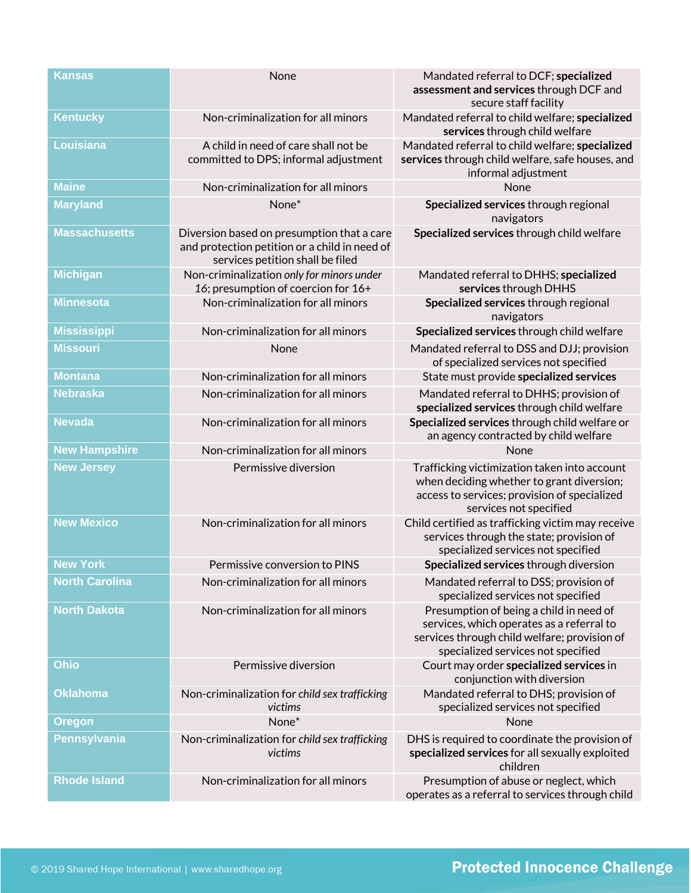| | | |
|---|---|---|
| **Kansas** | None | Mandated referral to DCF; **specialized assessment and services** through DCF and secure staff facility |
| **Kentucky** | Non-criminalization for all minors | Mandated referral to child welfare; **specialized services** through child welfare |
| **Louisiana** | A child in need of care shall not be committed to DPS; informal adjustment | Mandated referral to child welfare; **specialized services** through child welfare, safe houses, and informal adjustment |
| **Maine** | Non-criminalization for all minors | None |
| **Maryland** | None* | **Specialized services** through regional navigators |
| **Massachusetts** | Diversion based on presumption that a care and protection petition or a child in need of services petition shall be filed | **Specialized services** through child welfare |
| **Michigan** | Non-criminalization *only for minors under 16*; presumption of coercion for 16+ | Mandated referral to DHHS; **specialized services** through DHHS |
| **Minnesota** | Non-criminalization for all minors | **Specialized services** through regional navigators |
| **Mississippi** | Non-criminalization for all minors | **Specialized services** through child welfare |
| **Missouri** | None | Mandated referral to DSS and DJJ; provision of specialized services not specified |
| **Montana** | Non-criminalization for all minors | State must provide **specialized services** |
| **Nebraska** | Non-criminalization for all minors | Mandated referral to DHHS; provision of **specialized services** through child welfare |
| **Nevada** | Non-criminalization for all minors | **Specialized services** through child welfare or an agency contracted by child welfare |
| **New Hampshire** | Non-criminalization for all minors | None |
| **New Jersey** | Permissive diversion | Trafficking victimization taken into account when deciding whether to grant diversion; access to services; provision of specialized services not specified |
| **New Mexico** | Non-criminalization for all minors | Child certified as trafficking victim may receive services through the state; provision of specialized services not specified |
| **New York** | Permissive conversion to PINS | **Specialized services** through diversion |
| **North Carolina** | Non-criminalization for all minors | Mandated referral to DSS; provision of specialized services not specified |
| **North Dakota** | Non-criminalization for all minors | Presumption of being a child in need of services, which operates as a referral to services through child welfare; provision of specialized services not specified |
| **Ohio** | Permissive diversion | Court may order **specialized services** in conjunction with diversion |
| **Oklahoma** | Non-criminalization for *child sex trafficking victims* | Mandated referral to DHS; provision of specialized services not specified |
| **Oregon** | None* | None |
| **Pennsylvania** | Non-criminalization for *child sex trafficking victims* | DHS is required to coordinate the provision of **specialized services** for all sexually exploited children |
| **Rhode Island** | Non-criminalization for all minors | Presumption of abuse or neglect, which operates as a referral to services through child |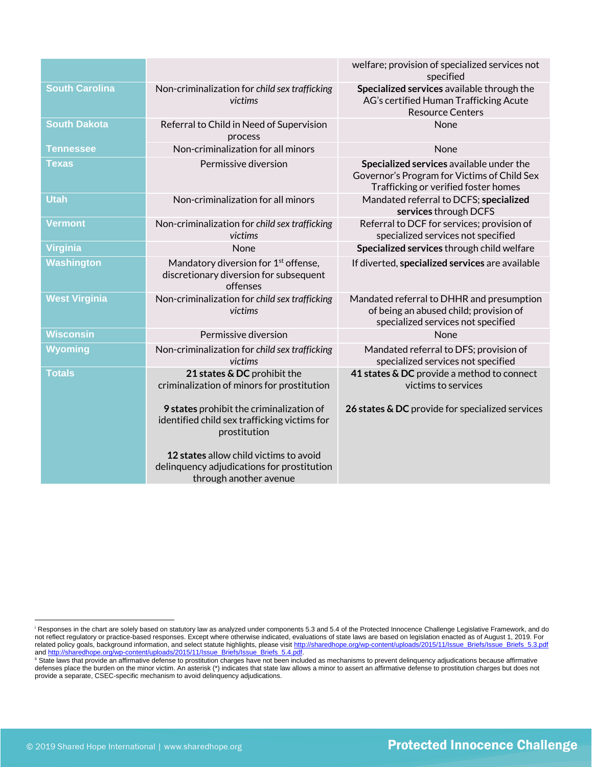| | | |
|---|---|---|
| | | welfare; provision of specialized services not specified |
| **South Carolina** | Non-criminalization for *child sex trafficking victims* | **Specialized services** available through the AG's certified Human Trafficking Acute Resource Centers |
| **South Dakota** | Referral to Child in Need of Supervision process | None |
| **Tennessee** | Non-criminalization for all minors | None |
| **Texas** | Permissive diversion | **Specialized services** available under the Governor's Program for Victims of Child Sex Trafficking or verified foster homes |
| **Utah** | Non-criminalization for all minors | Mandated referral to DCFS; **specialized services** through DCFS |
| **Vermont** | Non-criminalization for *child sex trafficking victims* | Referral to DCF for services; provision of specialized services not specified |
| **Virginia** | None | **Specialized services** through child welfare |
| **Washington** | Mandatory diversion for 1st offense, discretionary diversion for subsequent offenses | If diverted, **specialized services** are available |
| **West Virginia** | Non-criminalization for *child sex trafficking victims* | Mandated referral to DHHR and presumption of being an abused child; provision of specialized services not specified |
| **Wisconsin** | Permissive diversion | None |
| **Wyoming** | Non-criminalization for *child sex trafficking victims* | Mandated referral to DFS; provision of specialized services not specified |
| **Totals** | **21 states & DC** prohibit the criminalization of minors for prostitution<br><br>**9 states** prohibit the criminalization of identified child sex trafficking victims for prostitution<br><br>**12 states** allow child victims to avoid delinquency adjudications for prostitution through another avenue | **41 states & DC** provide a method to connect victims to services<br><br>**26 states & DC** provide for specialized services |

[i] Responses in the chart are solely based on statutory law as analyzed under components 5.3 and 5.4 of the Protected Innocence Challenge Legislative Framework, and do not reflect regulatory or practice-based responses. Except where otherwise indicated, evaluations of state laws are based on legislation enacted as of August 1, 2019. For related policy goals, background information, and select statute highlights, please visit http://sharedhope.org/wp-content/uploads/2015/11/Issue_Briefs/Issue_Briefs_5.3.pdf and http://sharedhope.org/wp-content/uploads/2015/11/Issue_Briefs/Issue_Briefs_5.4.pdf.

[ii] State laws that provide an affirmative defense to prostitution charges have not been included as mechanisms to prevent delinquency adjudications because affirmative defenses place the burden on the minor victim. An asterisk (*) indicates that state law allows a minor to assert an affirmative defense to prostitution charges but does not provide a separate, CSEC-specific mechanism to avoid delinquency adjudications.